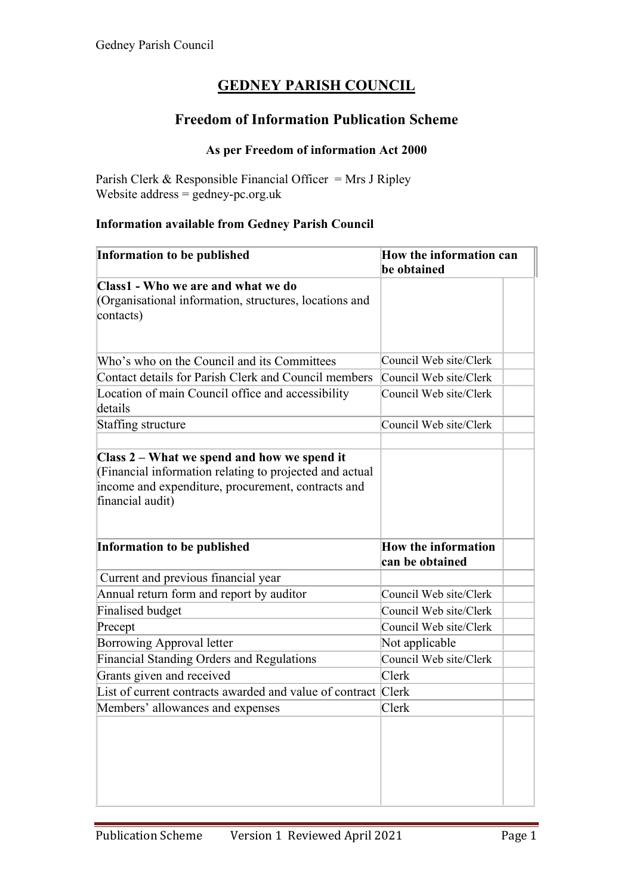# GEDNEY PARISH COUNCIL

## Freedom of Information Publication Scheme

### As per Freedom of information Act 2000

Parish Clerk & Responsible Financial Officer = Mrs J Ripley
Website address = gedney-pc.org.uk

**Information available from Gedney Parish Council**

| Information to be published | How the information can be obtained | |
|---|---|---|
| **Class1 - Who we are and what we do** (Organisational information, structures, locations and contacts) | | |
| Who's who on the Council and its Committees | Council Web site/Clerk | |
| Contact details for Parish Clerk and Council members | Council Web site/Clerk | |
| Location of main Council office and accessibility details | Council Web site/Clerk | |
| Staffing structure | Council Web site/Clerk | |
| | | |
| **Class 2 – What we spend and how we spend it** (Financial information relating to projected and actual income and expenditure, procurement, contracts and financial audit) | | |
| **Information to be published** | **How the information can be obtained** | |
| Current and previous financial year | | |
| Annual return form and report by auditor | Council Web site/Clerk | |
| Finalised budget | Council Web site/Clerk | |
| Precept | Council Web site/Clerk | |
| Borrowing Approval letter | Not applicable | |
| Financial Standing Orders and Regulations | Council Web site/Clerk | |
| Grants given and received | Clerk | |
| List of current contracts awarded and value of contract | Clerk | |
| Members' allowances and expenses | Clerk | |
| | | |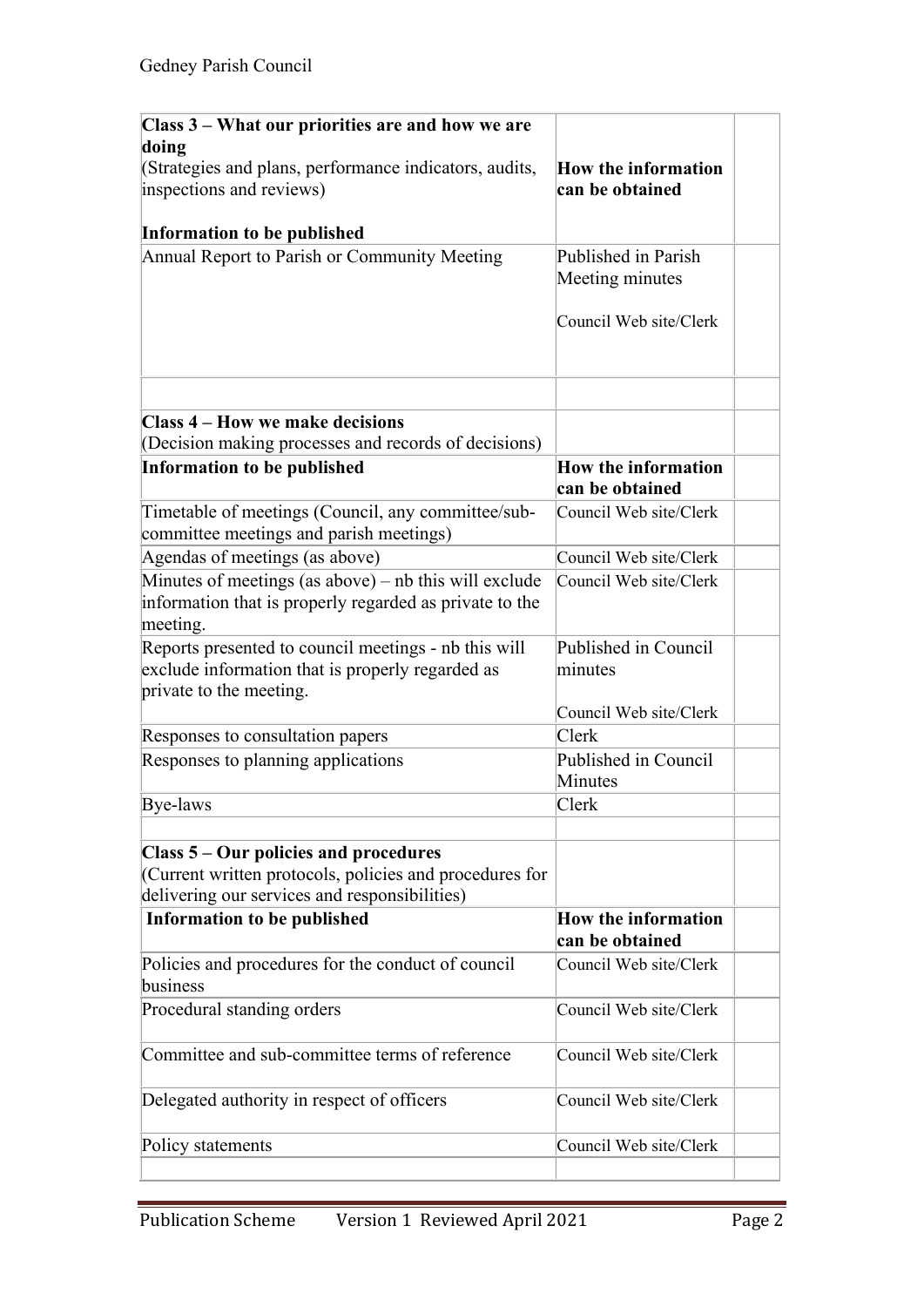| **Class 3 – What our priorities are and how we are doing**<br>(Strategies and plans, performance indicators, audits, inspections and reviews)<br><br>**Information to be published** | **How the information can be obtained** | |
|---|---|---|
| Annual Report to Parish or Community Meeting | Published in Parish Meeting minutes<br><br>Council Web site/Clerk | |
| | | |
| **Class 4 – How we make decisions**<br>(Decision making processes and records of decisions) | | |
| **Information to be published** | **How the information can be obtained** | |
| Timetable of meetings (Council, any committee/sub-committee meetings and parish meetings) | Council Web site/Clerk | |
| Agendas of meetings (as above) | Council Web site/Clerk | |
| Minutes of meetings (as above) – nb this will exclude information that is properly regarded as private to the meeting. | Council Web site/Clerk | |
| Reports presented to council meetings - nb this will exclude information that is properly regarded as private to the meeting. | Published in Council minutes<br><br>Council Web site/Clerk | |
| Responses to consultation papers | Clerk | |
| Responses to planning applications | Published in Council Minutes | |
| Bye-laws | Clerk | |
| | | |
| **Class 5 – Our policies and procedures**<br>(Current written protocols, policies and procedures for delivering our services and responsibilities) | | |
| **Information to be published** | **How the information can be obtained** | |
| Policies and procedures for the conduct of council business | Council Web site/Clerk | |
| Procedural standing orders | Council Web site/Clerk | |
| Committee and sub-committee terms of reference | Council Web site/Clerk | |
| Delegated authority in respect of officers | Council Web site/Clerk | |
| Policy statements | Council Web site/Clerk | |
| | | |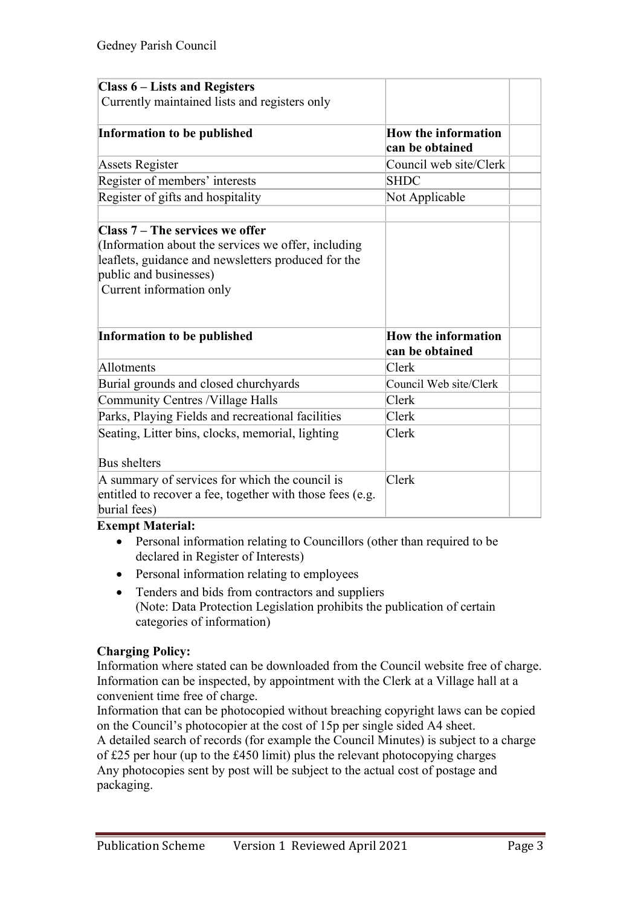| **Class 6 – Lists and Registers**<br>Currently maintained lists and registers only | | |
|---|---|---|
| **Information to be published** | **How the information can be obtained** | |
| Assets Register | Council web site/Clerk | |
| Register of members' interests | SHDC | |
| Register of gifts and hospitality | Not Applicable | |
| | | |
| **Class 7 – The services we offer**<br>(Information about the services we offer, including leaflets, guidance and newsletters produced for the public and businesses)<br>Current information only | | |
| **Information to be published** | **How the information can be obtained** | |
| Allotments | Clerk | |
| Burial grounds and closed churchyards | Council Web site/Clerk | |
| Community Centres /Village Halls | Clerk | |
| Parks, Playing Fields and recreational facilities | Clerk | |
| Seating, Litter bins, clocks, memorial, lighting<br><br>Bus shelters | Clerk | |
| A summary of services for which the council is entitled to recover a fee, together with those fees (e.g. burial fees) | Clerk | |

**Exempt Material:**

- Personal information relating to Councillors (other than required to be declared in Register of Interests)
- Personal information relating to employees
- Tenders and bids from contractors and suppliers
  (Note: Data Protection Legislation prohibits the publication of certain categories of information)

**Charging Policy:**

Information where stated can be downloaded from the Council website free of charge.
Information can be inspected, by appointment with the Clerk at a Village hall at a convenient time free of charge.
Information that can be photocopied without breaching copyright laws can be copied on the Council's photocopier at the cost of 15p per single sided A4 sheet.
A detailed search of records (for example the Council Minutes) is subject to a charge of £25 per hour (up to the £450 limit) plus the relevant photocopying charges
Any photocopies sent by post will be subject to the actual cost of postage and packaging.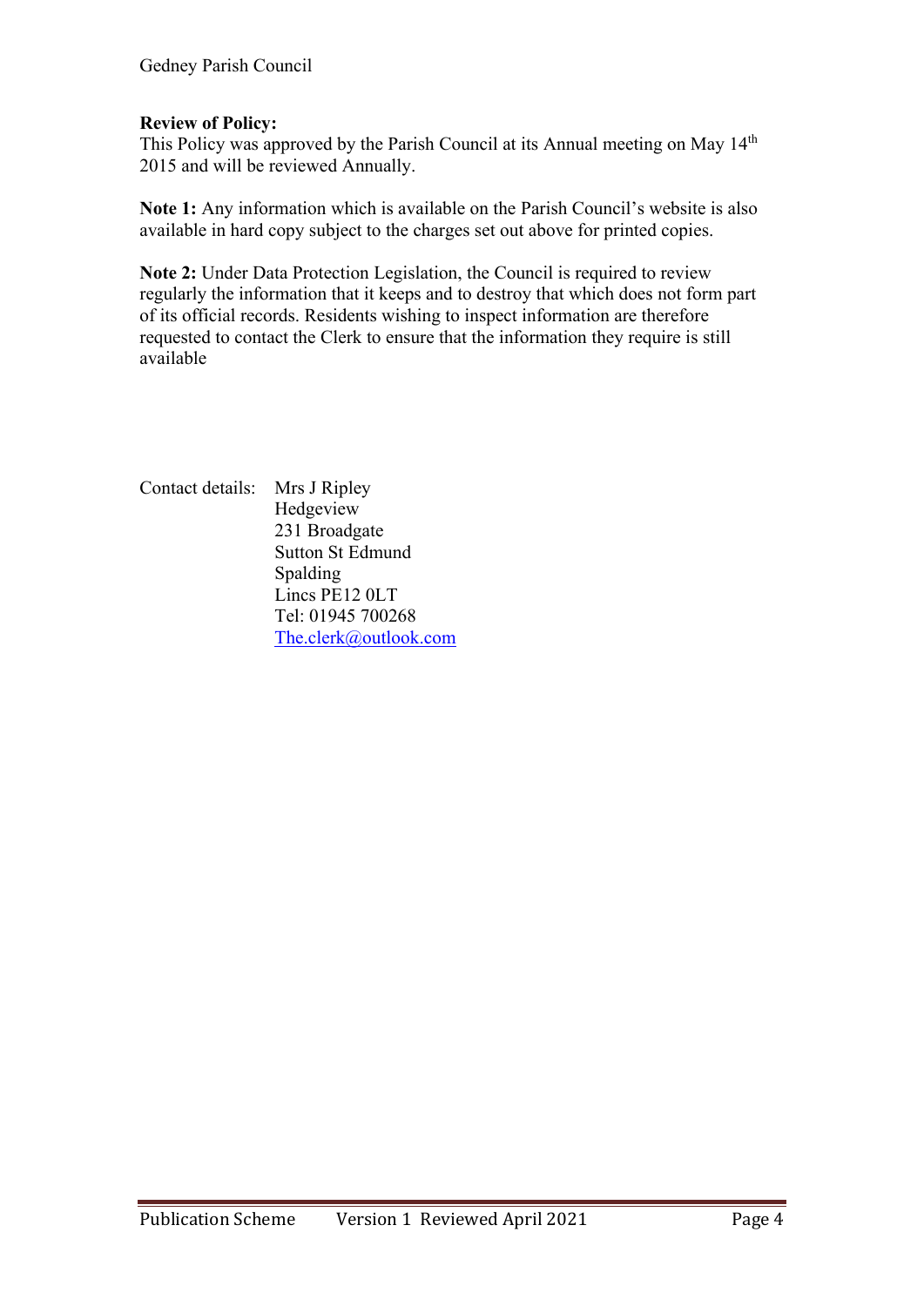**Review of Policy:**
This Policy was approved by the Parish Council at its Annual meeting on May 14th 2015 and will be reviewed Annually.

**Note 1:** Any information which is available on the Parish Council's website is also available in hard copy subject to the charges set out above for printed copies.

**Note 2:** Under Data Protection Legislation, the Council is required to review regularly the information that it keeps and to destroy that which does not form part of its official records. Residents wishing to inspect information are therefore requested to contact the Clerk to ensure that the information they require is still available

Contact details: Mrs J Ripley
Hedgeview
231 Broadgate
Sutton St Edmund
Spalding
Lincs PE12 0LT
Tel: 01945 700268
The.clerk@outlook.com